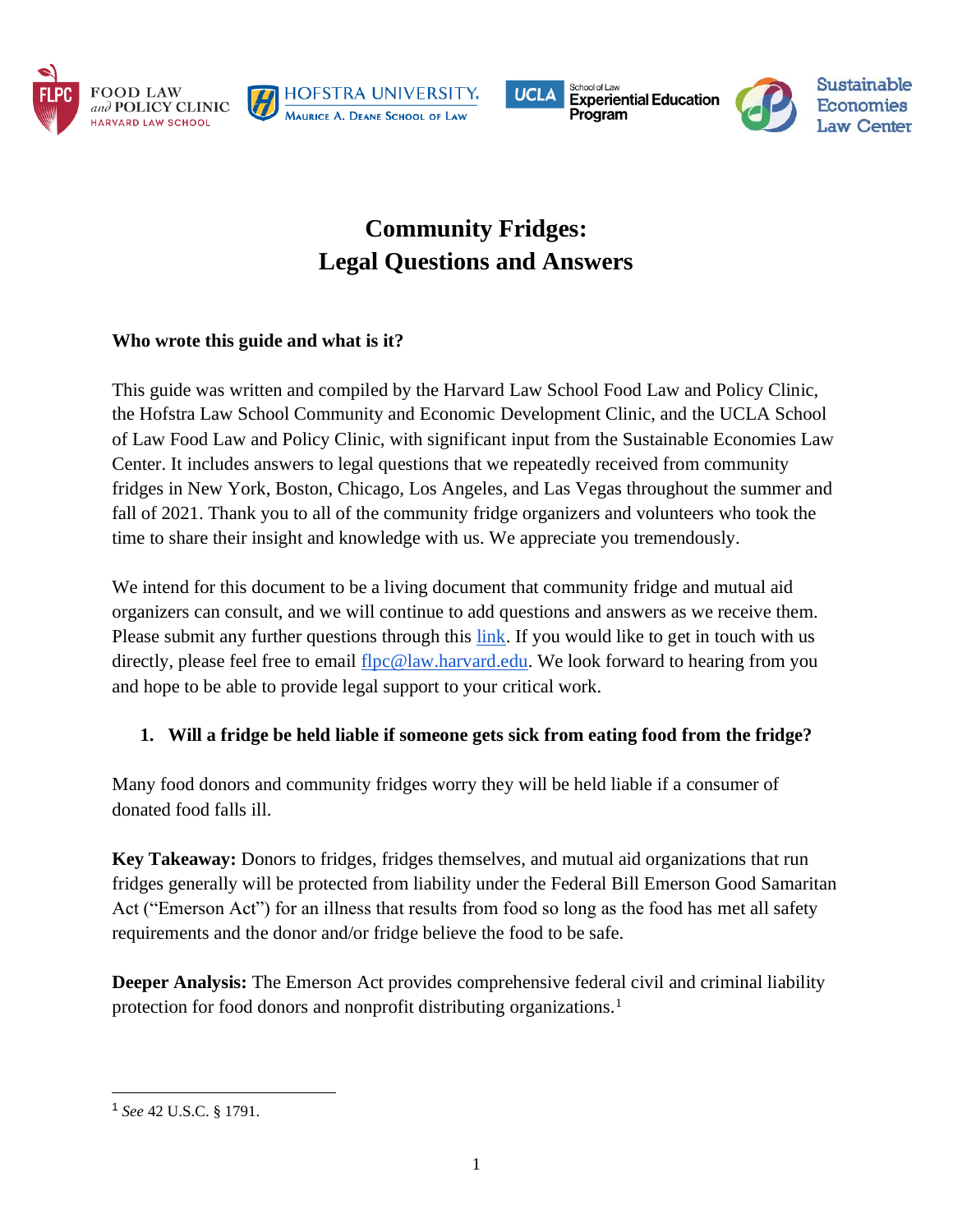# Community Fridges:
# Legal Questions and Answers

**Who wrote this guide and what is it?**

This guide was written and compiled by the Harvard Law School Food Law and Policy Clinic, the Hofstra Law School Community and Economic Development Clinic, and the UCLA School of Law Food Law and Policy Clinic, with significant input from the Sustainable Economies Law Center. It includes answers to legal questions that we repeatedly received from community fridges in New York, Boston, Chicago, Los Angeles, and Las Vegas throughout the summer and fall of 2021. Thank you to all of the community fridge organizers and volunteers who took the time to share their insight and knowledge with us. We appreciate you tremendously.

We intend for this document to be a living document that community fridge and mutual aid organizers can consult, and we will continue to add questions and answers as we receive them. Please submit any further questions through this link. If you would like to get in touch with us directly, please feel free to email flpc@law.harvard.edu. We look forward to hearing from you and hope to be able to provide legal support to your critical work.

## 1. Will a fridge be held liable if someone gets sick from eating food from the fridge?

Many food donors and community fridges worry they will be held liable if a consumer of donated food falls ill.

**Key Takeaway:** Donors to fridges, fridges themselves, and mutual aid organizations that run fridges generally will be protected from liability under the Federal Bill Emerson Good Samaritan Act ("Emerson Act") for an illness that results from food so long as the food has met all safety requirements and the donor and/or fridge believe the food to be safe.

**Deeper Analysis:** The Emerson Act provides comprehensive federal civil and criminal liability protection for food donors and nonprofit distributing organizations.[1]

---

[1] *See* 42 U.S.C. § 1791.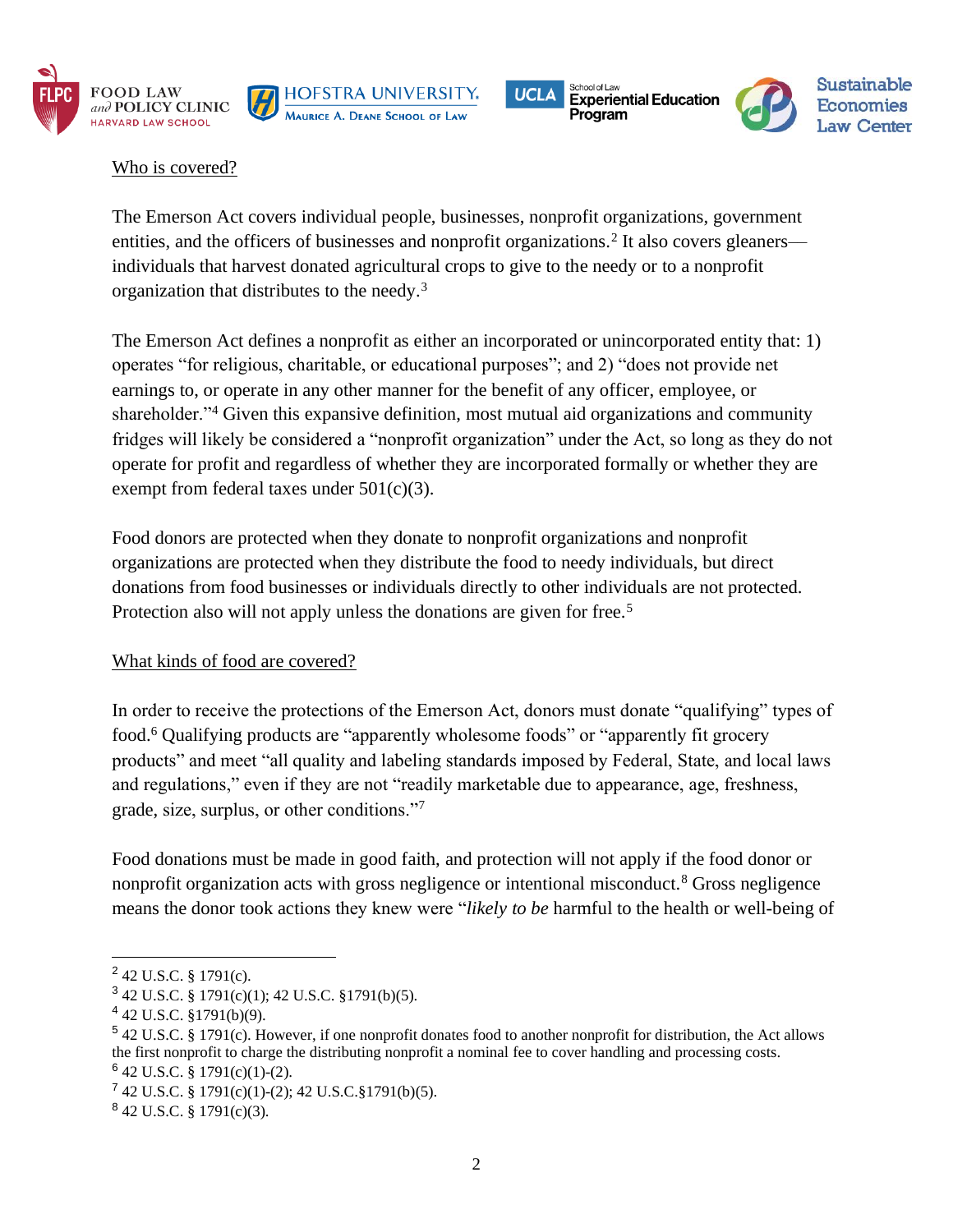Who is covered?

The Emerson Act covers individual people, businesses, nonprofit organizations, government entities, and the officers of businesses and nonprofit organizations.[2] It also covers gleaners—individuals that harvest donated agricultural crops to give to the needy or to a nonprofit organization that distributes to the needy.[3]

The Emerson Act defines a nonprofit as either an incorporated or unincorporated entity that: 1) operates "for religious, charitable, or educational purposes"; and 2) "does not provide net earnings to, or operate in any other manner for the benefit of any officer, employee, or shareholder."[4] Given this expansive definition, most mutual aid organizations and community fridges will likely be considered a "nonprofit organization" under the Act, so long as they do not operate for profit and regardless of whether they are incorporated formally or whether they are exempt from federal taxes under 501(c)(3).

Food donors are protected when they donate to nonprofit organizations and nonprofit organizations are protected when they distribute the food to needy individuals, but direct donations from food businesses or individuals directly to other individuals are not protected. Protection also will not apply unless the donations are given for free.[5]

What kinds of food are covered?

In order to receive the protections of the Emerson Act, donors must donate "qualifying" types of food.[6] Qualifying products are "apparently wholesome foods" or "apparently fit grocery products" and meet "all quality and labeling standards imposed by Federal, State, and local laws and regulations," even if they are not "readily marketable due to appearance, age, freshness, grade, size, surplus, or other conditions."[7]

Food donations must be made in good faith, and protection will not apply if the food donor or nonprofit organization acts with gross negligence or intentional misconduct.[8] Gross negligence means the donor took actions they knew were "*likely to be* harmful to the health or well-being of

---

[2] 42 U.S.C. § 1791(c).

[3] 42 U.S.C. § 1791(c)(1); 42 U.S.C. §1791(b)(5).

[4] 42 U.S.C. §1791(b)(9).

[5] 42 U.S.C. § 1791(c). However, if one nonprofit donates food to another nonprofit for distribution, the Act allows the first nonprofit to charge the distributing nonprofit a nominal fee to cover handling and processing costs.

[6] 42 U.S.C. § 1791(c)(1)-(2).

[7] 42 U.S.C. § 1791(c)(1)-(2); 42 U.S.C.§1791(b)(5).

[8] 42 U.S.C. § 1791(c)(3).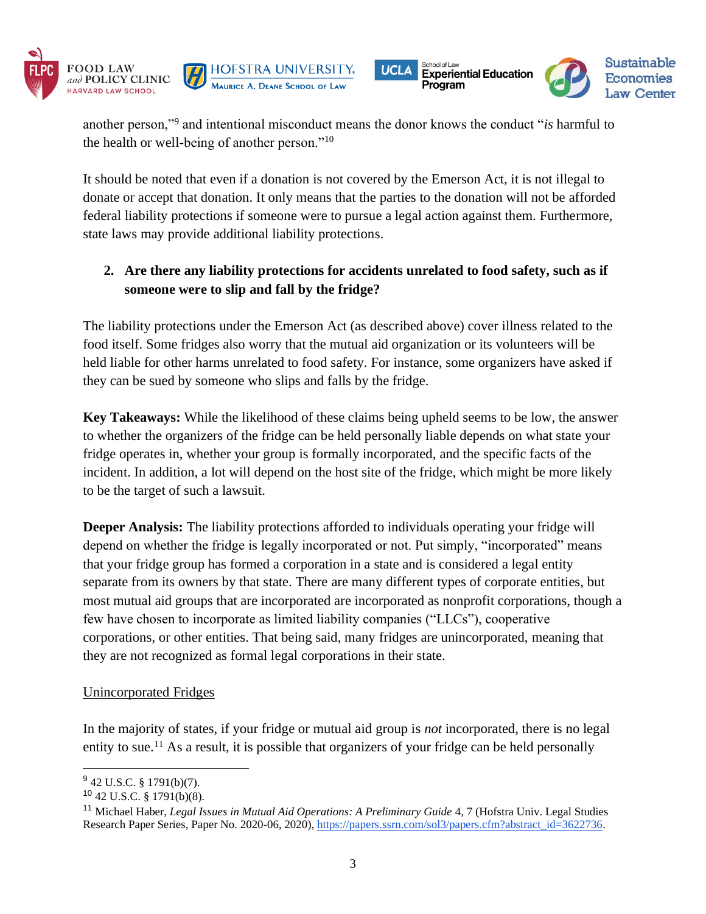another person,"[9] and intentional misconduct means the donor knows the conduct "*is* harmful to the health or well-being of another person."[10]

It should be noted that even if a donation is not covered by the Emerson Act, it is not illegal to donate or accept that donation. It only means that the parties to the donation will not be afforded federal liability protections if someone were to pursue a legal action against them. Furthermore, state laws may provide additional liability protections.

2. **Are there any liability protections for accidents unrelated to food safety, such as if someone were to slip and fall by the fridge?**

The liability protections under the Emerson Act (as described above) cover illness related to the food itself. Some fridges also worry that the mutual aid organization or its volunteers will be held liable for other harms unrelated to food safety. For instance, some organizers have asked if they can be sued by someone who slips and falls by the fridge.

**Key Takeaways:** While the likelihood of these claims being upheld seems to be low, the answer to whether the organizers of the fridge can be held personally liable depends on what state your fridge operates in, whether your group is formally incorporated, and the specific facts of the incident. In addition, a lot will depend on the host site of the fridge, which might be more likely to be the target of such a lawsuit.

**Deeper Analysis:** The liability protections afforded to individuals operating your fridge will depend on whether the fridge is legally incorporated or not. Put simply, "incorporated" means that your fridge group has formed a corporation in a state and is considered a legal entity separate from its owners by that state. There are many different types of corporate entities, but most mutual aid groups that are incorporated are incorporated as nonprofit corporations, though a few have chosen to incorporate as limited liability companies ("LLCs"), cooperative corporations, or other entities. That being said, many fridges are unincorporated, meaning that they are not recognized as formal legal corporations in their state.

<u>Unincorporated Fridges</u>

In the majority of states, if your fridge or mutual aid group is *not* incorporated, there is no legal entity to sue.[11] As a result, it is possible that organizers of your fridge can be held personally

---

[9] 42 U.S.C. § 1791(b)(7).

[10] 42 U.S.C. § 1791(b)(8).

[11] Michael Haber, *Legal Issues in Mutual Aid Operations: A Preliminary Guide* 4, 7 (Hofstra Univ. Legal Studies Research Paper Series, Paper No. 2020-06, 2020), https://papers.ssrn.com/sol3/papers.cfm?abstract_id=3622736.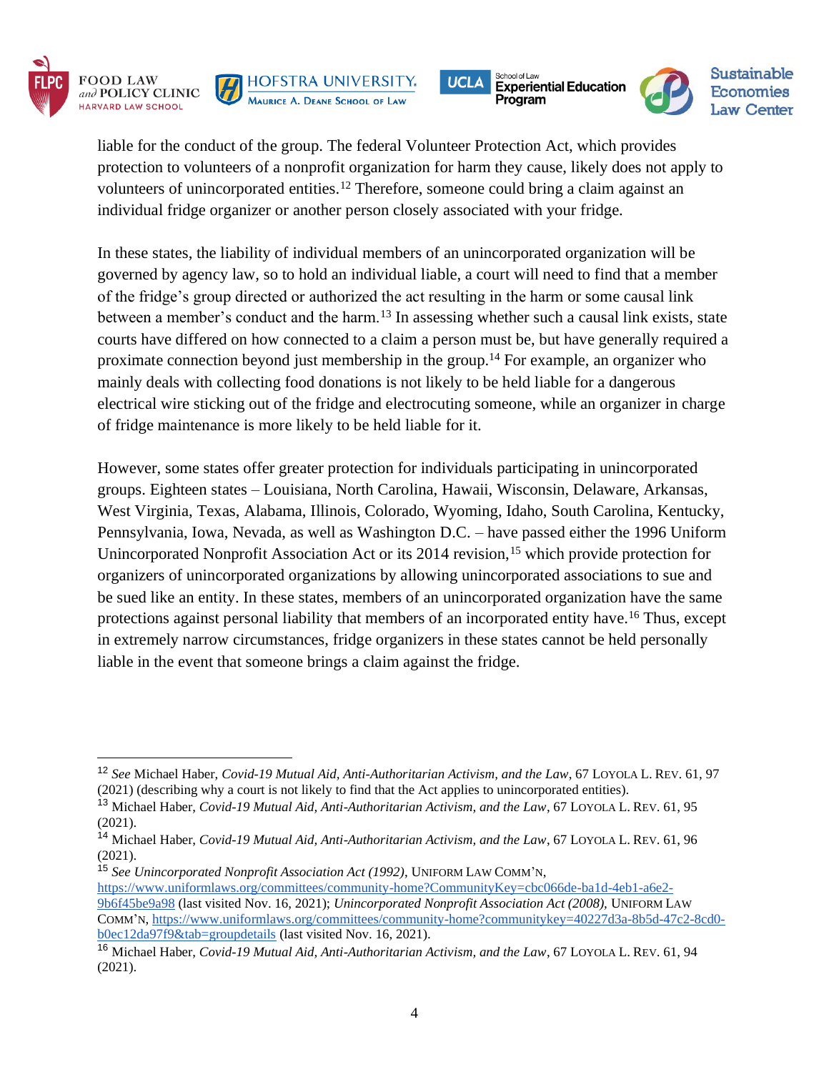liable for the conduct of the group. The federal Volunteer Protection Act, which provides protection to volunteers of a nonprofit organization for harm they cause, likely does not apply to volunteers of unincorporated entities.[12] Therefore, someone could bring a claim against an individual fridge organizer or another person closely associated with your fridge.

In these states, the liability of individual members of an unincorporated organization will be governed by agency law, so to hold an individual liable, a court will need to find that a member of the fridge's group directed or authorized the act resulting in the harm or some causal link between a member's conduct and the harm.[13] In assessing whether such a causal link exists, state courts have differed on how connected to a claim a person must be, but have generally required a proximate connection beyond just membership in the group.[14] For example, an organizer who mainly deals with collecting food donations is not likely to be held liable for a dangerous electrical wire sticking out of the fridge and electrocuting someone, while an organizer in charge of fridge maintenance is more likely to be held liable for it.

However, some states offer greater protection for individuals participating in unincorporated groups. Eighteen states – Louisiana, North Carolina, Hawaii, Wisconsin, Delaware, Arkansas, West Virginia, Texas, Alabama, Illinois, Colorado, Wyoming, Idaho, South Carolina, Kentucky, Pennsylvania, Iowa, Nevada, as well as Washington D.C. – have passed either the 1996 Uniform Unincorporated Nonprofit Association Act or its 2014 revision,[15] which provide protection for organizers of unincorporated organizations by allowing unincorporated associations to sue and be sued like an entity. In these states, members of an unincorporated organization have the same protections against personal liability that members of an incorporated entity have.[16] Thus, except in extremely narrow circumstances, fridge organizers in these states cannot be held personally liable in the event that someone brings a claim against the fridge.

---

[12] *See* Michael Haber, *Covid-19 Mutual Aid, Anti-Authoritarian Activism, and the Law*, 67 LOYOLA L. REV. 61, 97 (2021) (describing why a court is not likely to find that the Act applies to unincorporated entities).

[13] Michael Haber, *Covid-19 Mutual Aid, Anti-Authoritarian Activism, and the Law*, 67 LOYOLA L. REV. 61, 95 (2021).

[14] Michael Haber, *Covid-19 Mutual Aid, Anti-Authoritarian Activism, and the Law*, 67 LOYOLA L. REV. 61, 96 (2021).

[15] *See Unincorporated Nonprofit Association Act (1992)*, UNIFORM LAW COMM'N, https://www.uniformlaws.org/committees/community-home?CommunityKey=cbc066de-ba1d-4eb1-a6e2-9b6f45be9a98 (last visited Nov. 16, 2021); *Unincorporated Nonprofit Association Act (2008)*, UNIFORM LAW COMM'N, https://www.uniformlaws.org/committees/community-home?communitykey=40227d3a-8b5d-47c2-8cd0-b0ec12da97f9&tab=groupdetails (last visited Nov. 16, 2021).

[16] Michael Haber, *Covid-19 Mutual Aid, Anti-Authoritarian Activism, and the Law*, 67 LOYOLA L. REV. 61, 94 (2021).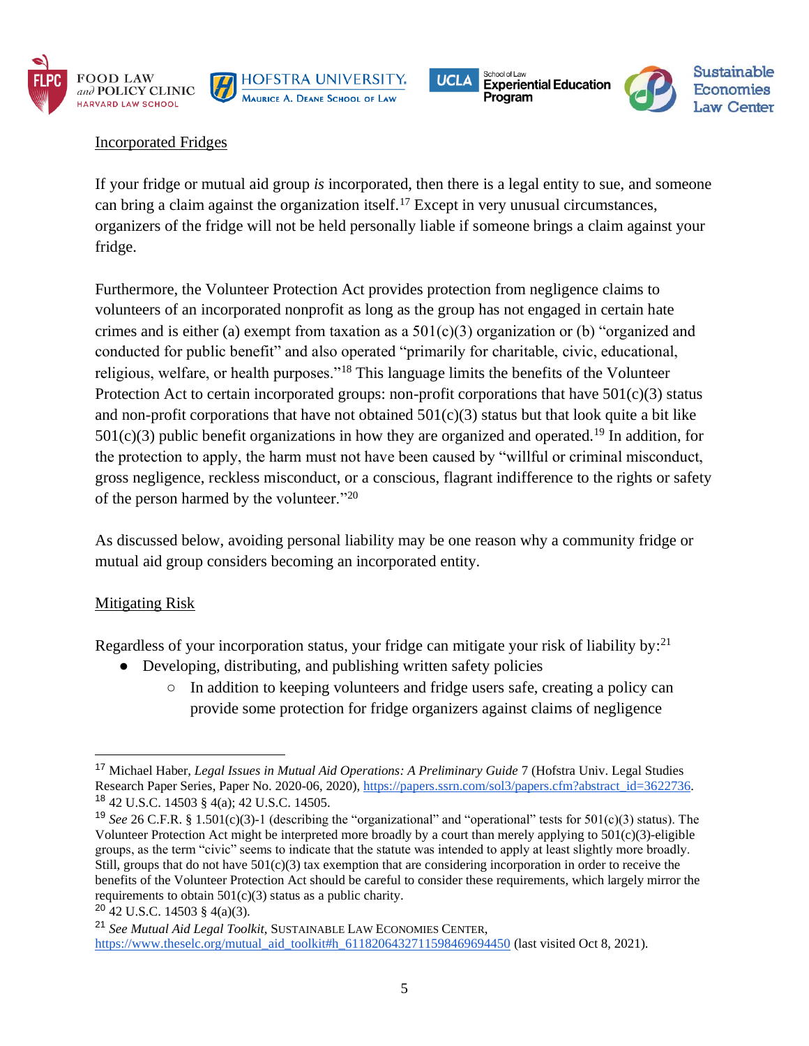Incorporated Fridges

If your fridge or mutual aid group *is* incorporated, then there is a legal entity to sue, and someone can bring a claim against the organization itself.[17] Except in very unusual circumstances, organizers of the fridge will not be held personally liable if someone brings a claim against your fridge.

Furthermore, the Volunteer Protection Act provides protection from negligence claims to volunteers of an incorporated nonprofit as long as the group has not engaged in certain hate crimes and is either (a) exempt from taxation as a 501(c)(3) organization or (b) "organized and conducted for public benefit" and also operated "primarily for charitable, civic, educational, religious, welfare, or health purposes."[18] This language limits the benefits of the Volunteer Protection Act to certain incorporated groups: non-profit corporations that have 501(c)(3) status and non-profit corporations that have not obtained 501(c)(3) status but that look quite a bit like 501(c)(3) public benefit organizations in how they are organized and operated.[19] In addition, for the protection to apply, the harm must not have been caused by "willful or criminal misconduct, gross negligence, reckless misconduct, or a conscious, flagrant indifference to the rights or safety of the person harmed by the volunteer."[20]

As discussed below, avoiding personal liability may be one reason why a community fridge or mutual aid group considers becoming an incorporated entity.

Mitigating Risk

Regardless of your incorporation status, your fridge can mitigate your risk of liability by:[21]

- Developing, distributing, and publishing written safety policies
  - In addition to keeping volunteers and fridge users safe, creating a policy can provide some protection for fridge organizers against claims of negligence

---

[17] Michael Haber, *Legal Issues in Mutual Aid Operations: A Preliminary Guide* 7 (Hofstra Univ. Legal Studies Research Paper Series, Paper No. 2020-06, 2020), https://papers.ssrn.com/sol3/papers.cfm?abstract_id=3622736.

[18] 42 U.S.C. 14503 § 4(a); 42 U.S.C. 14505.

[19] *See* 26 C.F.R. § 1.501(c)(3)-1 (describing the "organizational" and "operational" tests for 501(c)(3) status). The Volunteer Protection Act might be interpreted more broadly by a court than merely applying to 501(c)(3)-eligible groups, as the term "civic" seems to indicate that the statute was intended to apply at least slightly more broadly. Still, groups that do not have 501(c)(3) tax exemption that are considering incorporation in order to receive the benefits of the Volunteer Protection Act should be careful to consider these requirements, which largely mirror the requirements to obtain 501(c)(3) status as a public charity.

[20] 42 U.S.C. 14503 § 4(a)(3).

[21] *See Mutual Aid Legal Toolkit*, SUSTAINABLE LAW ECONOMIES CENTER, https://www.theselc.org/mutual_aid_toolkit#h_611820643271159846969 4450 (last visited Oct 8, 2021).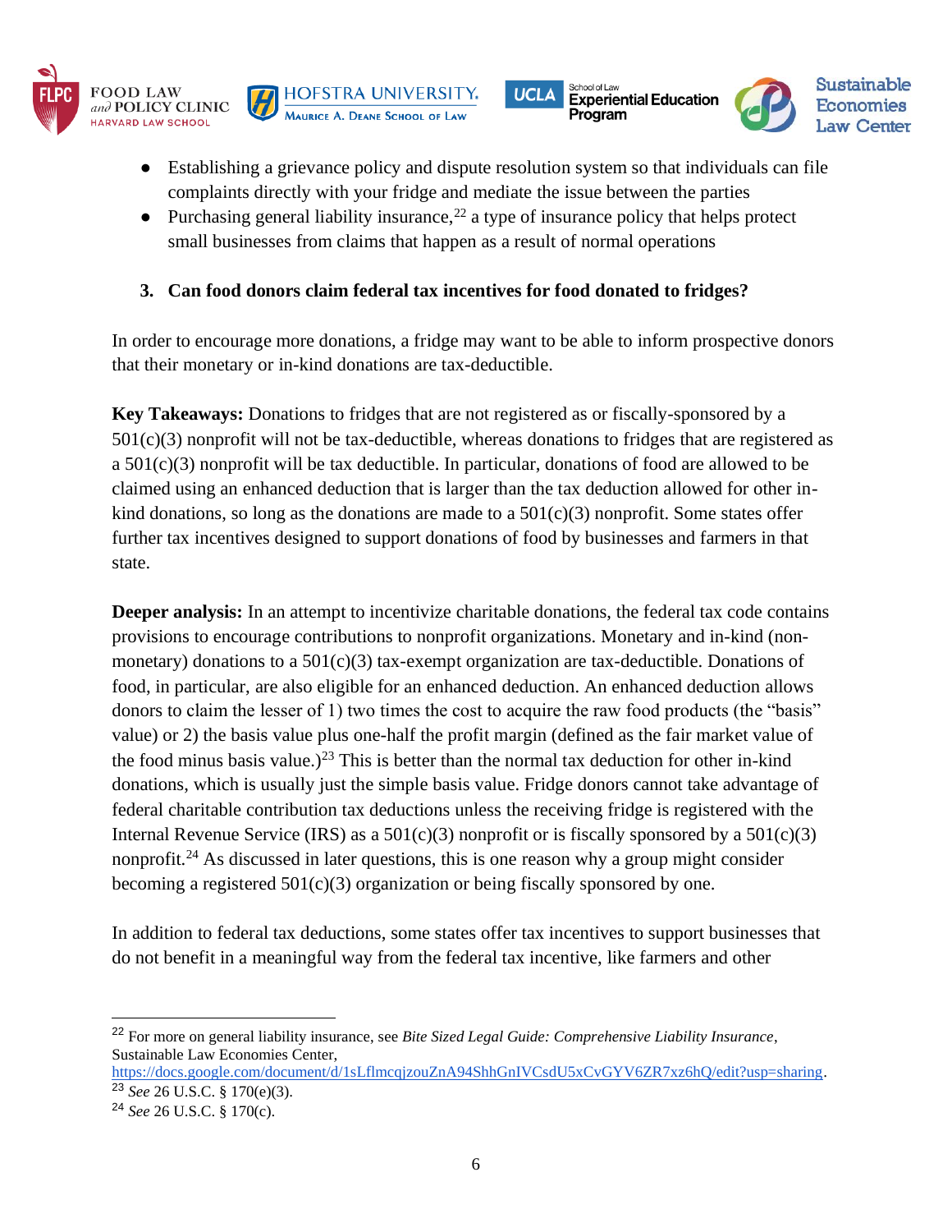- Establishing a grievance policy and dispute resolution system so that individuals can file complaints directly with your fridge and mediate the issue between the parties
- Purchasing general liability insurance,[22] a type of insurance policy that helps protect small businesses from claims that happen as a result of normal operations

**3. Can food donors claim federal tax incentives for food donated to fridges?**

In order to encourage more donations, a fridge may want to be able to inform prospective donors that their monetary or in-kind donations are tax-deductible.

**Key Takeaways:** Donations to fridges that are not registered as or fiscally-sponsored by a 501(c)(3) nonprofit will not be tax-deductible, whereas donations to fridges that are registered as a 501(c)(3) nonprofit will be tax deductible. In particular, donations of food are allowed to be claimed using an enhanced deduction that is larger than the tax deduction allowed for other in-kind donations, so long as the donations are made to a 501(c)(3) nonprofit. Some states offer further tax incentives designed to support donations of food by businesses and farmers in that state.

**Deeper analysis:** In an attempt to incentivize charitable donations, the federal tax code contains provisions to encourage contributions to nonprofit organizations. Monetary and in-kind (non-monetary) donations to a 501(c)(3) tax-exempt organization are tax-deductible. Donations of food, in particular, are also eligible for an enhanced deduction. An enhanced deduction allows donors to claim the lesser of 1) two times the cost to acquire the raw food products (the "basis" value) or 2) the basis value plus one-half the profit margin (defined as the fair market value of the food minus basis value.)[23] This is better than the normal tax deduction for other in-kind donations, which is usually just the simple basis value. Fridge donors cannot take advantage of federal charitable contribution tax deductions unless the receiving fridge is registered with the Internal Revenue Service (IRS) as a 501(c)(3) nonprofit or is fiscally sponsored by a 501(c)(3) nonprofit.[24] As discussed in later questions, this is one reason why a group might consider becoming a registered 501(c)(3) organization or being fiscally sponsored by one.

In addition to federal tax deductions, some states offer tax incentives to support businesses that do not benefit in a meaningful way from the federal tax incentive, like farmers and other

---

[22] For more on general liability insurance, see *Bite Sized Legal Guide: Comprehensive Liability Insurance*, Sustainable Law Economies Center, https://docs.google.com/document/d/1sLflmcqjzouZnA94ShhGnIVCsdU5xCvGYV6ZR7xz6hQ/edit?usp=sharing.

[23] *See* 26 U.S.C. § 170(e)(3).

[24] *See* 26 U.S.C. § 170(c).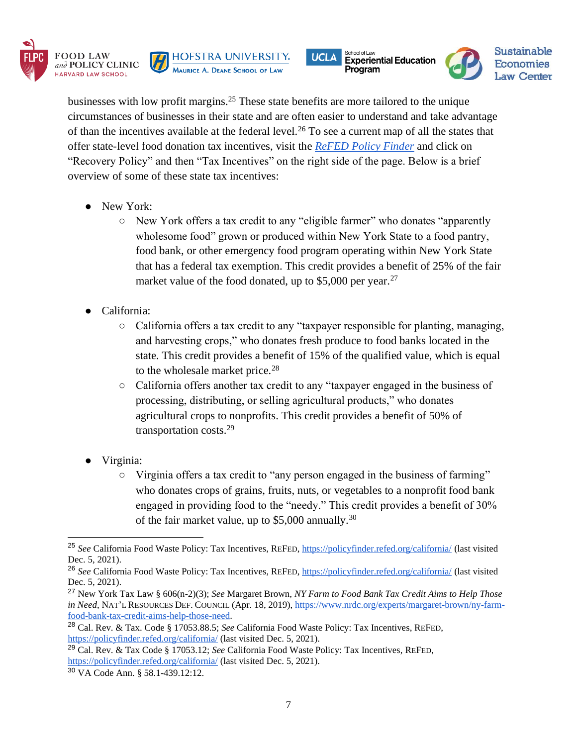businesses with low profit margins.[25] These state benefits are more tailored to the unique circumstances of businesses in their state and are often easier to understand and take advantage of than the incentives available at the federal level.[26] To see a current map of all the states that offer state-level food donation tax incentives, visit the *ReFED Policy Finder* and click on "Recovery Policy" and then "Tax Incentives" on the right side of the page. Below is a brief overview of some of these state tax incentives:

- New York:
  - New York offers a tax credit to any "eligible farmer" who donates "apparently wholesome food" grown or produced within New York State to a food pantry, food bank, or other emergency food program operating within New York State that has a federal tax exemption. This credit provides a benefit of 25% of the fair market value of the food donated, up to $5,000 per year.[27]

- California:
  - California offers a tax credit to any "taxpayer responsible for planting, managing, and harvesting crops," who donates fresh produce to food banks located in the state. This credit provides a benefit of 15% of the qualified value, which is equal to the wholesale market price.[28]
  - California offers another tax credit to any "taxpayer engaged in the business of processing, distributing, or selling agricultural products," who donates agricultural crops to nonprofits. This credit provides a benefit of 50% of transportation costs.[29]

- Virginia:
  - Virginia offers a tax credit to "any person engaged in the business of farming" who donates crops of grains, fruits, nuts, or vegetables to a nonprofit food bank engaged in providing food to the "needy." This credit provides a benefit of 30% of the fair market value, up to $5,000 annually.[30]

---

[25] *See* California Food Waste Policy: Tax Incentives, REFED, https://policyfinder.refed.org/california/ (last visited Dec. 5, 2021).

[26] *See* California Food Waste Policy: Tax Incentives, REFED, https://policyfinder.refed.org/california/ (last visited Dec. 5, 2021).

[27] New York Tax Law § 606(n-2)(3); *See* Margaret Brown, *NY Farm to Food Bank Tax Credit Aims to Help Those in Need*, NAT'L RESOURCES DEF. COUNCIL (Apr. 18, 2019), https://www.nrdc.org/experts/margaret-brown/ny-farm-food-bank-tax-credit-aims-help-those-need.

[28] Cal. Rev. & Tax. Code § 17053.88.5; *See* California Food Waste Policy: Tax Incentives, REFED, https://policyfinder.refed.org/california/ (last visited Dec. 5, 2021).

[29] Cal. Rev. & Tax Code § 17053.12; *See* California Food Waste Policy: Tax Incentives, REFED, https://policyfinder.refed.org/california/ (last visited Dec. 5, 2021).

[30] VA Code Ann. § 58.1-439.12:12.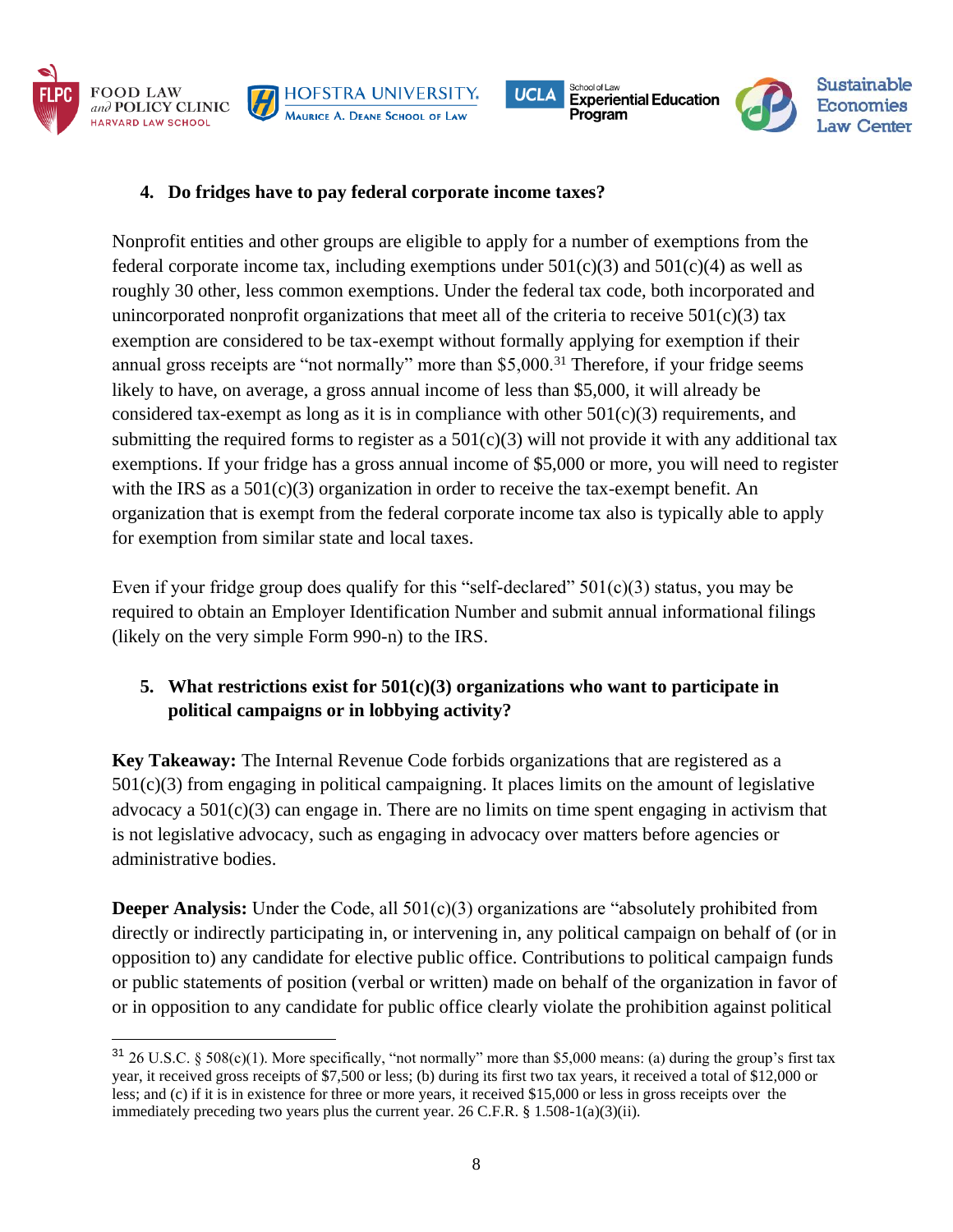### 4. Do fridges have to pay federal corporate income taxes?

Nonprofit entities and other groups are eligible to apply for a number of exemptions from the federal corporate income tax, including exemptions under 501(c)(3) and 501(c)(4) as well as roughly 30 other, less common exemptions. Under the federal tax code, both incorporated and unincorporated nonprofit organizations that meet all of the criteria to receive 501(c)(3) tax exemption are considered to be tax-exempt without formally applying for exemption if their annual gross receipts are "not normally" more than $5,000.[31] Therefore, if your fridge seems likely to have, on average, a gross annual income of less than $5,000, it will already be considered tax-exempt as long as it is in compliance with other 501(c)(3) requirements, and submitting the required forms to register as a 501(c)(3) will not provide it with any additional tax exemptions. If your fridge has a gross annual income of $5,000 or more, you will need to register with the IRS as a 501(c)(3) organization in order to receive the tax-exempt benefit. An organization that is exempt from the federal corporate income tax also is typically able to apply for exemption from similar state and local taxes.

Even if your fridge group does qualify for this "self-declared" 501(c)(3) status, you may be required to obtain an Employer Identification Number and submit annual informational filings (likely on the very simple Form 990-n) to the IRS.

### 5. What restrictions exist for 501(c)(3) organizations who want to participate in political campaigns or in lobbying activity?

**Key Takeaway:** The Internal Revenue Code forbids organizations that are registered as a 501(c)(3) from engaging in political campaigning. It places limits on the amount of legislative advocacy a 501(c)(3) can engage in. There are no limits on time spent engaging in activism that is not legislative advocacy, such as engaging in advocacy over matters before agencies or administrative bodies.

**Deeper Analysis:** Under the Code, all 501(c)(3) organizations are "absolutely prohibited from directly or indirectly participating in, or intervening in, any political campaign on behalf of (or in opposition to) any candidate for elective public office. Contributions to political campaign funds or public statements of position (verbal or written) made on behalf of the organization in favor of or in opposition to any candidate for public office clearly violate the prohibition against political

---

[31] 26 U.S.C. § 508(c)(1). More specifically, "not normally" more than $5,000 means: (a) during the group's first tax year, it received gross receipts of $7,500 or less; (b) during its first two tax years, it received a total of $12,000 or less; and (c) if it is in existence for three or more years, it received $15,000 or less in gross receipts over the immediately preceding two years plus the current year. 26 C.F.R. § 1.508-1(a)(3)(ii).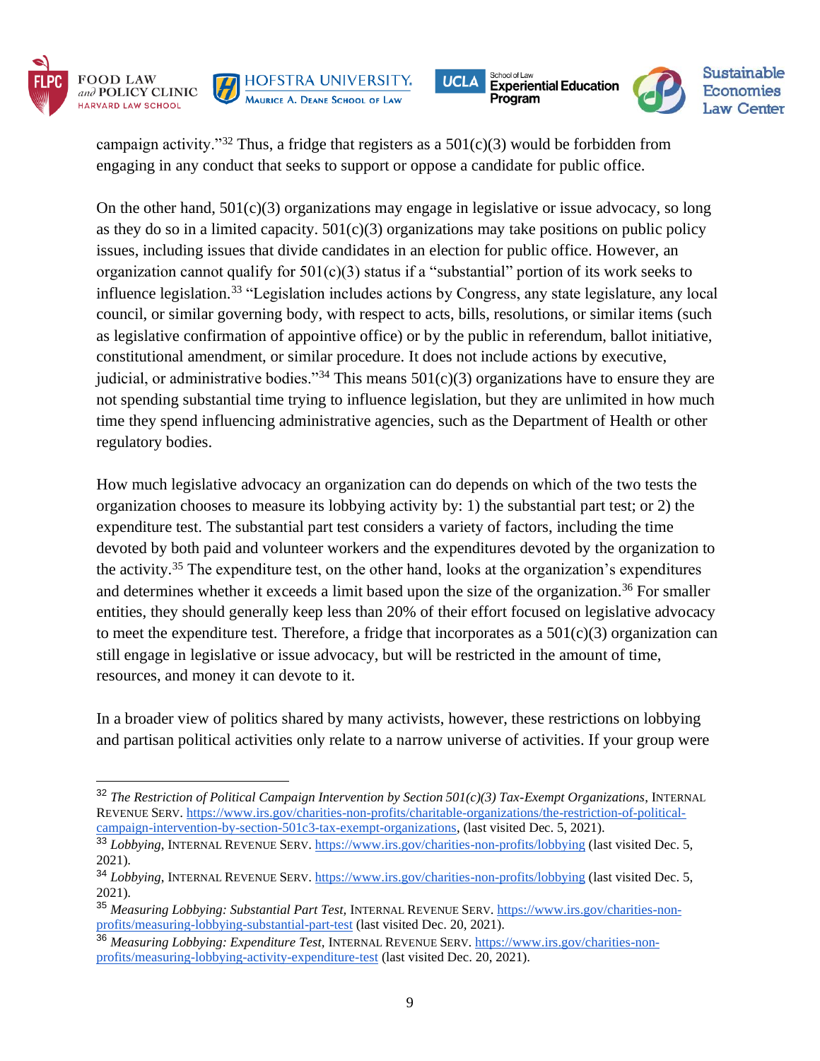campaign activity."[32] Thus, a fridge that registers as a 501(c)(3) would be forbidden from engaging in any conduct that seeks to support or oppose a candidate for public office.

On the other hand, 501(c)(3) organizations may engage in legislative or issue advocacy, so long as they do so in a limited capacity. 501(c)(3) organizations may take positions on public policy issues, including issues that divide candidates in an election for public office. However, an organization cannot qualify for 501(c)(3) status if a "substantial" portion of its work seeks to influence legislation.[33] "Legislation includes actions by Congress, any state legislature, any local council, or similar governing body, with respect to acts, bills, resolutions, or similar items (such as legislative confirmation of appointive office) or by the public in referendum, ballot initiative, constitutional amendment, or similar procedure. It does not include actions by executive, judicial, or administrative bodies."[34] This means 501(c)(3) organizations have to ensure they are not spending substantial time trying to influence legislation, but they are unlimited in how much time they spend influencing administrative agencies, such as the Department of Health or other regulatory bodies.

How much legislative advocacy an organization can do depends on which of the two tests the organization chooses to measure its lobbying activity by: 1) the substantial part test; or 2) the expenditure test. The substantial part test considers a variety of factors, including the time devoted by both paid and volunteer workers and the expenditures devoted by the organization to the activity.[35] The expenditure test, on the other hand, looks at the organization's expenditures and determines whether it exceeds a limit based upon the size of the organization.[36] For smaller entities, they should generally keep less than 20% of their effort focused on legislative advocacy to meet the expenditure test. Therefore, a fridge that incorporates as a 501(c)(3) organization can still engage in legislative or issue advocacy, but will be restricted in the amount of time, resources, and money it can devote to it.

In a broader view of politics shared by many activists, however, these restrictions on lobbying and partisan political activities only relate to a narrow universe of activities. If your group were

---

[32] *The Restriction of Political Campaign Intervention by Section 501(c)(3) Tax-Exempt Organizations*, INTERNAL REVENUE SERV. https://www.irs.gov/charities-non-profits/charitable-organizations/the-restriction-of-political-campaign-intervention-by-section-501c3-tax-exempt-organizations, (last visited Dec. 5, 2021).

[33] *Lobbying*, INTERNAL REVENUE SERV. https://www.irs.gov/charities-non-profits/lobbying (last visited Dec. 5, 2021).

[34] *Lobbying*, INTERNAL REVENUE SERV. https://www.irs.gov/charities-non-profits/lobbying (last visited Dec. 5, 2021).

[35] *Measuring Lobbying: Substantial Part Test*, INTERNAL REVENUE SERV. https://www.irs.gov/charities-non-profits/measuring-lobbying-substantial-part-test (last visited Dec. 20, 2021).

[36] *Measuring Lobbying: Expenditure Test*, INTERNAL REVENUE SERV. https://www.irs.gov/charities-non-profits/measuring-lobbying-activity-expenditure-test (last visited Dec. 20, 2021).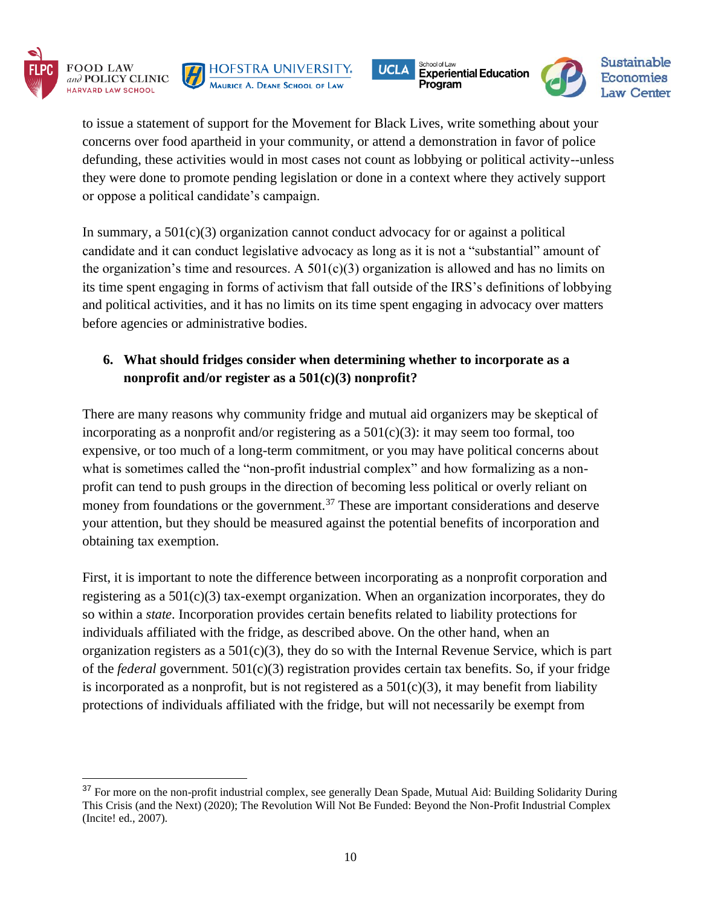to issue a statement of support for the Movement for Black Lives, write something about your concerns over food apartheid in your community, or attend a demonstration in favor of police defunding, these activities would in most cases not count as lobbying or political activity--unless they were done to promote pending legislation or done in a context where they actively support or oppose a political candidate's campaign.

In summary, a 501(c)(3) organization cannot conduct advocacy for or against a political candidate and it can conduct legislative advocacy as long as it is not a "substantial" amount of the organization's time and resources. A 501(c)(3) organization is allowed and has no limits on its time spent engaging in forms of activism that fall outside of the IRS's definitions of lobbying and political activities, and it has no limits on its time spent engaging in advocacy over matters before agencies or administrative bodies.

### 6. What should fridges consider when determining whether to incorporate as a nonprofit and/or register as a 501(c)(3) nonprofit?

There are many reasons why community fridge and mutual aid organizers may be skeptical of incorporating as a nonprofit and/or registering as a 501(c)(3): it may seem too formal, too expensive, or too much of a long-term commitment, or you may have political concerns about what is sometimes called the "non-profit industrial complex" and how formalizing as a non-profit can tend to push groups in the direction of becoming less political or overly reliant on money from foundations or the government.[37] These are important considerations and deserve your attention, but they should be measured against the potential benefits of incorporation and obtaining tax exemption.

First, it is important to note the difference between incorporating as a nonprofit corporation and registering as a 501(c)(3) tax-exempt organization. When an organization incorporates, they do so within a *state*. Incorporation provides certain benefits related to liability protections for individuals affiliated with the fridge, as described above. On the other hand, when an organization registers as a 501(c)(3), they do so with the Internal Revenue Service, which is part of the *federal* government. 501(c)(3) registration provides certain tax benefits. So, if your fridge is incorporated as a nonprofit, but is not registered as a 501(c)(3), it may benefit from liability protections of individuals affiliated with the fridge, but will not necessarily be exempt from

---

[37] For more on the non-profit industrial complex, see generally Dean Spade, Mutual Aid: Building Solidarity During This Crisis (and the Next) (2020); The Revolution Will Not Be Funded: Beyond the Non-Profit Industrial Complex (Incite! ed., 2007).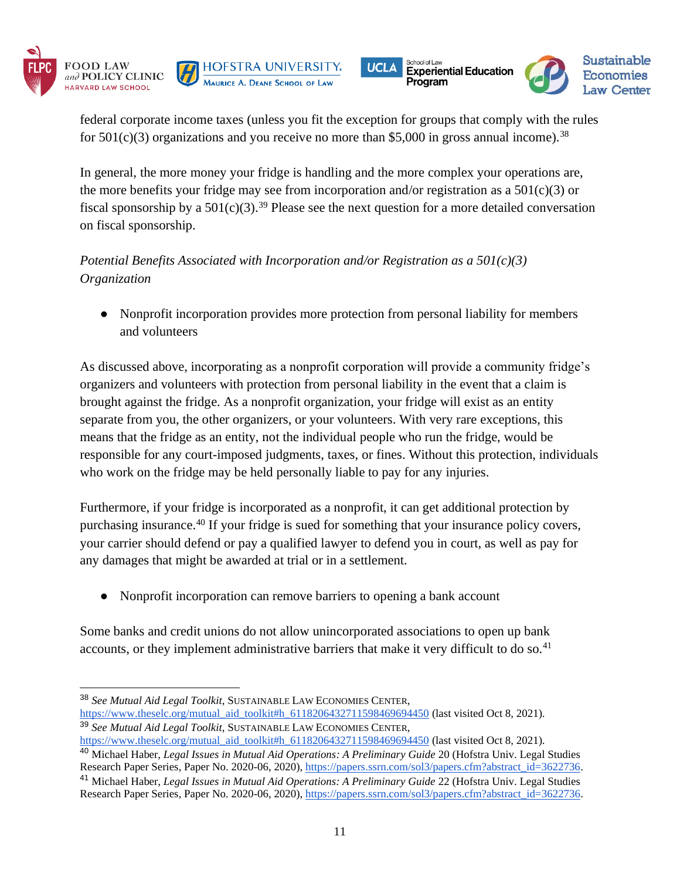federal corporate income taxes (unless you fit the exception for groups that comply with the rules for 501(c)(3) organizations and you receive no more than $5,000 in gross annual income).[38]

In general, the more money your fridge is handling and the more complex your operations are, the more benefits your fridge may see from incorporation and/or registration as a 501(c)(3) or fiscal sponsorship by a 501(c)(3).[39] Please see the next question for a more detailed conversation on fiscal sponsorship.

*Potential Benefits Associated with Incorporation and/or Registration as a 501(c)(3) Organization*

- Nonprofit incorporation provides more protection from personal liability for members and volunteers

As discussed above, incorporating as a nonprofit corporation will provide a community fridge's organizers and volunteers with protection from personal liability in the event that a claim is brought against the fridge. As a nonprofit organization, your fridge will exist as an entity separate from you, the other organizers, or your volunteers. With very rare exceptions, this means that the fridge as an entity, not the individual people who run the fridge, would be responsible for any court-imposed judgments, taxes, or fines. Without this protection, individuals who work on the fridge may be held personally liable to pay for any injuries.

Furthermore, if your fridge is incorporated as a nonprofit, it can get additional protection by purchasing insurance.[40] If your fridge is sued for something that your insurance policy covers, your carrier should defend or pay a qualified lawyer to defend you in court, as well as pay for any damages that might be awarded at trial or in a settlement.

- Nonprofit incorporation can remove barriers to opening a bank account

Some banks and credit unions do not allow unincorporated associations to open up bank accounts, or they implement administrative barriers that make it very difficult to do so.[41]

---

[38] *See Mutual Aid Legal Toolkit*, Sustainable Law Economies Center, https://www.theselc.org/mutual_aid_toolkit#h_61182064327115984696944450 (last visited Oct 8, 2021).

[39] *See Mutual Aid Legal Toolkit*, Sustainable Law Economies Center, https://www.theselc.org/mutual_aid_toolkit#h_61182064327115984696944450 (last visited Oct 8, 2021).

[40] Michael Haber, *Legal Issues in Mutual Aid Operations: A Preliminary Guide* 20 (Hofstra Univ. Legal Studies Research Paper Series, Paper No. 2020-06, 2020), https://papers.ssrn.com/sol3/papers.cfm?abstract_id=3622736.

[41] Michael Haber, *Legal Issues in Mutual Aid Operations: A Preliminary Guide* 22 (Hofstra Univ. Legal Studies Research Paper Series, Paper No. 2020-06, 2020), https://papers.ssrn.com/sol3/papers.cfm?abstract_id=3622736.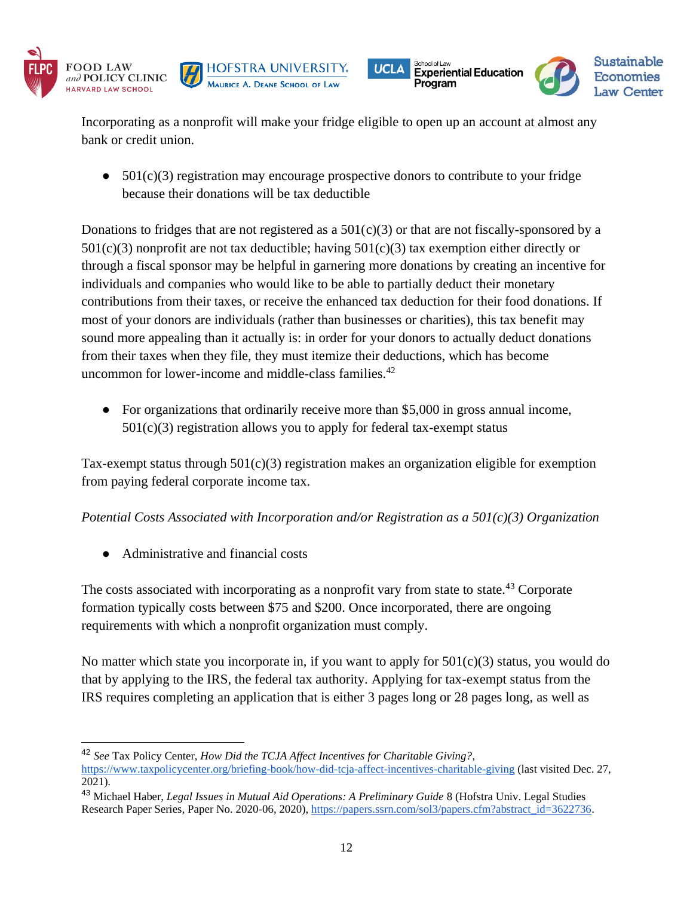Incorporating as a nonprofit will make your fridge eligible to open up an account at almost any bank or credit union.

- 501(c)(3) registration may encourage prospective donors to contribute to your fridge because their donations will be tax deductible

Donations to fridges that are not registered as a 501(c)(3) or that are not fiscally-sponsored by a 501(c)(3) nonprofit are not tax deductible; having 501(c)(3) tax exemption either directly or through a fiscal sponsor may be helpful in garnering more donations by creating an incentive for individuals and companies who would like to be able to partially deduct their monetary contributions from their taxes, or receive the enhanced tax deduction for their food donations. If most of your donors are individuals (rather than businesses or charities), this tax benefit may sound more appealing than it actually is: in order for your donors to actually deduct donations from their taxes when they file, they must itemize their deductions, which has become uncommon for lower-income and middle-class families.[42]

- For organizations that ordinarily receive more than $5,000 in gross annual income, 501(c)(3) registration allows you to apply for federal tax-exempt status

Tax-exempt status through 501(c)(3) registration makes an organization eligible for exemption from paying federal corporate income tax.

*Potential Costs Associated with Incorporation and/or Registration as a 501(c)(3) Organization*

- Administrative and financial costs

The costs associated with incorporating as a nonprofit vary from state to state.[43] Corporate formation typically costs between $75 and $200. Once incorporated, there are ongoing requirements with which a nonprofit organization must comply.

No matter which state you incorporate in, if you want to apply for 501(c)(3) status, you would do that by applying to the IRS, the federal tax authority. Applying for tax-exempt status from the IRS requires completing an application that is either 3 pages long or 28 pages long, as well as

---

[42] *See* Tax Policy Center, *How Did the TCJA Affect Incentives for Charitable Giving?*, https://www.taxpolicycenter.org/briefing-book/how-did-tcja-affect-incentives-charitable-giving (last visited Dec. 27, 2021).

[43] Michael Haber, *Legal Issues in Mutual Aid Operations: A Preliminary Guide* 8 (Hofstra Univ. Legal Studies Research Paper Series, Paper No. 2020-06, 2020), https://papers.ssrn.com/sol3/papers.cfm?abstract_id=3622736.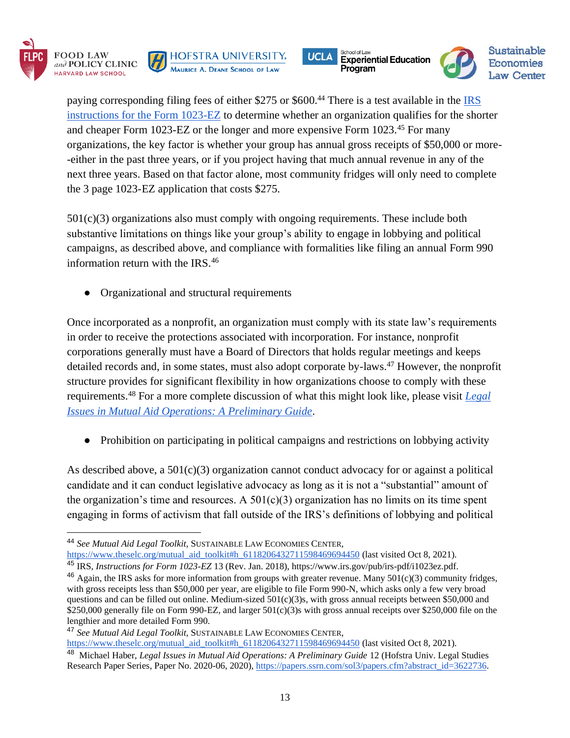paying corresponding filing fees of either $275 or $600.[44] There is a test available in the [IRS instructions for the Form 1023-EZ](https://www.irs.gov/pub/irs-pdf/i1023ez.pdf) to determine whether an organization qualifies for the shorter and cheaper Form 1023-EZ or the longer and more expensive Form 1023.[45] For many organizations, the key factor is whether your group has annual gross receipts of $50,000 or more--either in the past three years, or if you project having that much annual revenue in any of the next three years. Based on that factor alone, most community fridges will only need to complete the 3 page 1023-EZ application that costs $275.

501(c)(3) organizations also must comply with ongoing requirements. These include both substantive limitations on things like your group's ability to engage in lobbying and political campaigns, as described above, and compliance with formalities like filing an annual Form 990 information return with the IRS.[46]

- Organizational and structural requirements

Once incorporated as a nonprofit, an organization must comply with its state law's requirements in order to receive the protections associated with incorporation. For instance, nonprofit corporations generally must have a Board of Directors that holds regular meetings and keeps detailed records and, in some states, must also adopt corporate by-laws.[47] However, the nonprofit structure provides for significant flexibility in how organizations choose to comply with these requirements.[48] For a more complete discussion of what this might look like, please visit [*Legal Issues in Mutual Aid Operations: A Preliminary Guide*](https://papers.ssrn.com/sol3/papers.cfm?abstract_id=3622736).

- Prohibition on participating in political campaigns and restrictions on lobbying activity

As described above, a 501(c)(3) organization cannot conduct advocacy for or against a political candidate and it can conduct legislative advocacy as long as it is not a "substantial" amount of the organization's time and resources. A 501(c)(3) organization has no limits on its time spent engaging in forms of activism that fall outside of the IRS's definitions of lobbying and political

---

[44] *See Mutual Aid Legal Toolkit*, SUSTAINABLE LAW ECONOMIES CENTER, https://www.theselc.org/mutual_aid_toolkit#h_611820643271159846969445 0 (last visited Oct 8, 2021).

[45] IRS, *Instructions for Form 1023-EZ* 13 (Rev. Jan. 2018), https://www.irs.gov/pub/irs-pdf/i1023ez.pdf.

[46] Again, the IRS asks for more information from groups with greater revenue. Many 501(c)(3) community fridges, with gross receipts less than $50,000 per year, are eligible to file Form 990-N, which asks only a few very broad questions and can be filled out online. Medium-sized 501(c)(3)s, with gross annual receipts between $50,000 and $250,000 generally file on Form 990-EZ, and larger 501(c)(3)s with gross annual receipts over $250,000 file on the lengthier and more detailed Form 990.

[47] *See Mutual Aid Legal Toolkit*, SUSTAINABLE LAW ECONOMIES CENTER, https://www.theselc.org/mutual_aid_toolkit#h_6118206432711598469694450 (last visited Oct 8, 2021).

[48] Michael Haber, *Legal Issues in Mutual Aid Operations: A Preliminary Guide* 12 (Hofstra Univ. Legal Studies Research Paper Series, Paper No. 2020-06, 2020), https://papers.ssrn.com/sol3/papers.cfm?abstract_id=3622736.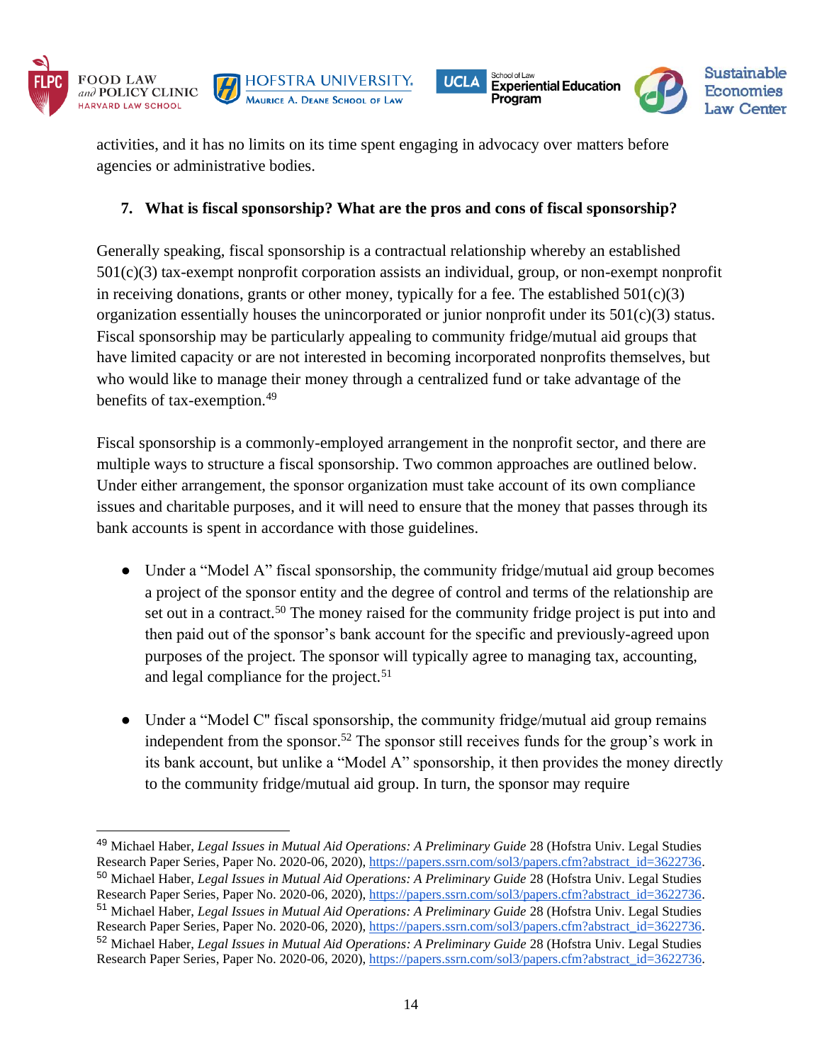activities, and it has no limits on its time spent engaging in advocacy over matters before agencies or administrative bodies.

### 7. What is fiscal sponsorship? What are the pros and cons of fiscal sponsorship?

Generally speaking, fiscal sponsorship is a contractual relationship whereby an established 501(c)(3) tax-exempt nonprofit corporation assists an individual, group, or non-exempt nonprofit in receiving donations, grants or other money, typically for a fee. The established 501(c)(3) organization essentially houses the unincorporated or junior nonprofit under its 501(c)(3) status. Fiscal sponsorship may be particularly appealing to community fridge/mutual aid groups that have limited capacity or are not interested in becoming incorporated nonprofits themselves, but who would like to manage their money through a centralized fund or take advantage of the benefits of tax-exemption.[49]

Fiscal sponsorship is a commonly-employed arrangement in the nonprofit sector, and there are multiple ways to structure a fiscal sponsorship. Two common approaches are outlined below. Under either arrangement, the sponsor organization must take account of its own compliance issues and charitable purposes, and it will need to ensure that the money that passes through its bank accounts is spent in accordance with those guidelines.

- Under a "Model A" fiscal sponsorship, the community fridge/mutual aid group becomes a project of the sponsor entity and the degree of control and terms of the relationship are set out in a contract.[50] The money raised for the community fridge project is put into and then paid out of the sponsor's bank account for the specific and previously-agreed upon purposes of the project. The sponsor will typically agree to managing tax, accounting, and legal compliance for the project.[51]

- Under a "Model C" fiscal sponsorship, the community fridge/mutual aid group remains independent from the sponsor.[52] The sponsor still receives funds for the group's work in its bank account, but unlike a "Model A" sponsorship, it then provides the money directly to the community fridge/mutual aid group. In turn, the sponsor may require

---

[49] Michael Haber, *Legal Issues in Mutual Aid Operations: A Preliminary Guide* 28 (Hofstra Univ. Legal Studies Research Paper Series, Paper No. 2020-06, 2020), https://papers.ssrn.com/sol3/papers.cfm?abstract_id=3622736.

[50] Michael Haber, *Legal Issues in Mutual Aid Operations: A Preliminary Guide* 28 (Hofstra Univ. Legal Studies Research Paper Series, Paper No. 2020-06, 2020), https://papers.ssrn.com/sol3/papers.cfm?abstract_id=3622736.

[51] Michael Haber, *Legal Issues in Mutual Aid Operations: A Preliminary Guide* 28 (Hofstra Univ. Legal Studies Research Paper Series, Paper No. 2020-06, 2020), https://papers.ssrn.com/sol3/papers.cfm?abstract_id=3622736.

[52] Michael Haber, *Legal Issues in Mutual Aid Operations: A Preliminary Guide* 28 (Hofstra Univ. Legal Studies Research Paper Series, Paper No. 2020-06, 2020), https://papers.ssrn.com/sol3/papers.cfm?abstract_id=3622736.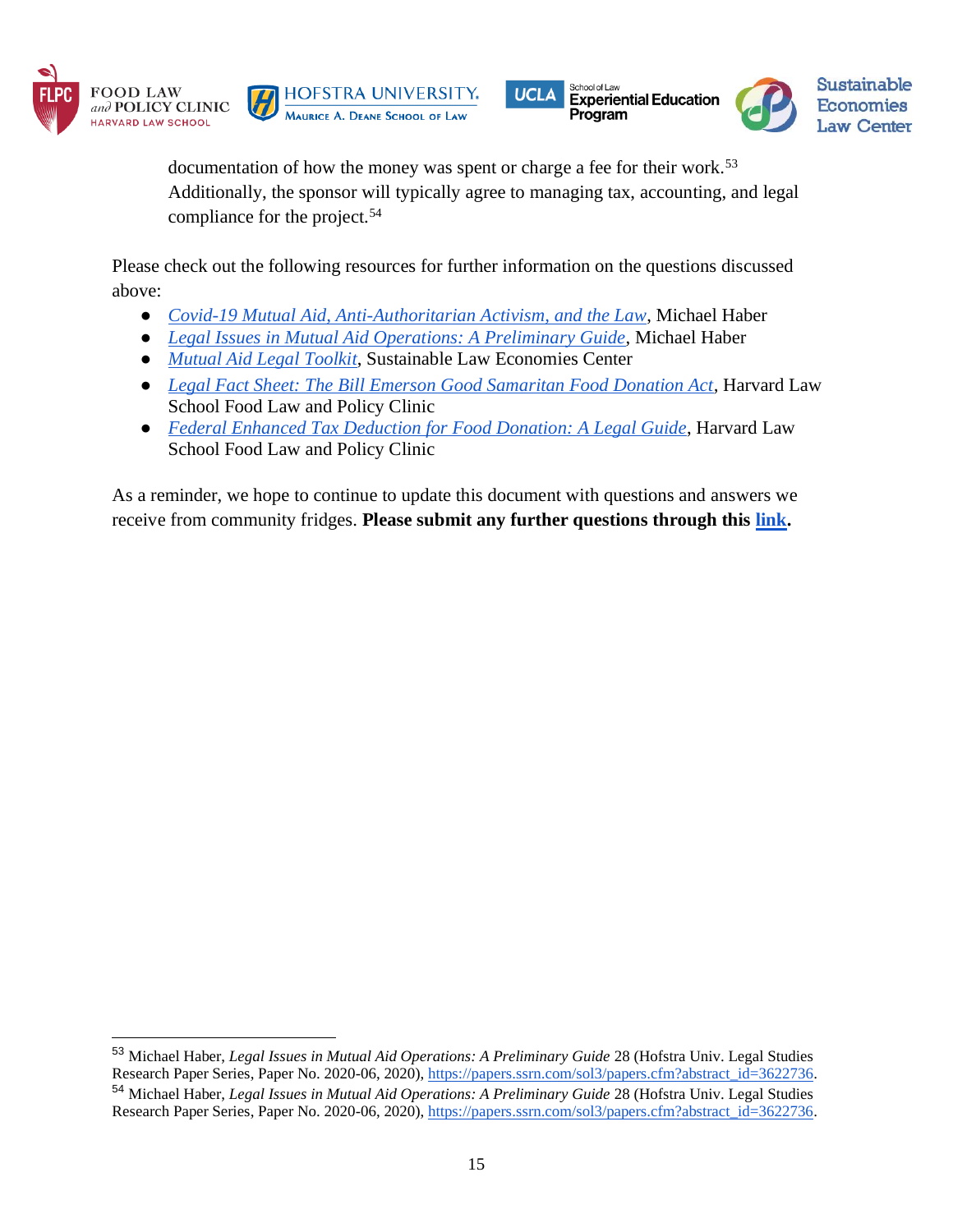documentation of how the money was spent or charge a fee for their work.[53] Additionally, the sponsor will typically agree to managing tax, accounting, and legal compliance for the project.[54]

Please check out the following resources for further information on the questions discussed above:

- *Covid-19 Mutual Aid, Anti-Authoritarian Activism, and the Law*, Michael Haber
- *Legal Issues in Mutual Aid Operations: A Preliminary Guide*, Michael Haber
- *Mutual Aid Legal Toolkit*, Sustainable Law Economies Center
- *Legal Fact Sheet: The Bill Emerson Good Samaritan Food Donation Act*, Harvard Law School Food Law and Policy Clinic
- *Federal Enhanced Tax Deduction for Food Donation: A Legal Guide*, Harvard Law School Food Law and Policy Clinic

As a reminder, we hope to continue to update this document with questions and answers we receive from community fridges. **Please submit any further questions through this link.**

---

[53] Michael Haber, *Legal Issues in Mutual Aid Operations: A Preliminary Guide* 28 (Hofstra Univ. Legal Studies Research Paper Series, Paper No. 2020-06, 2020), https://papers.ssrn.com/sol3/papers.cfm?abstract_id=3622736.

[54] Michael Haber, *Legal Issues in Mutual Aid Operations: A Preliminary Guide* 28 (Hofstra Univ. Legal Studies Research Paper Series, Paper No. 2020-06, 2020), https://papers.ssrn.com/sol3/papers.cfm?abstract_id=3622736.